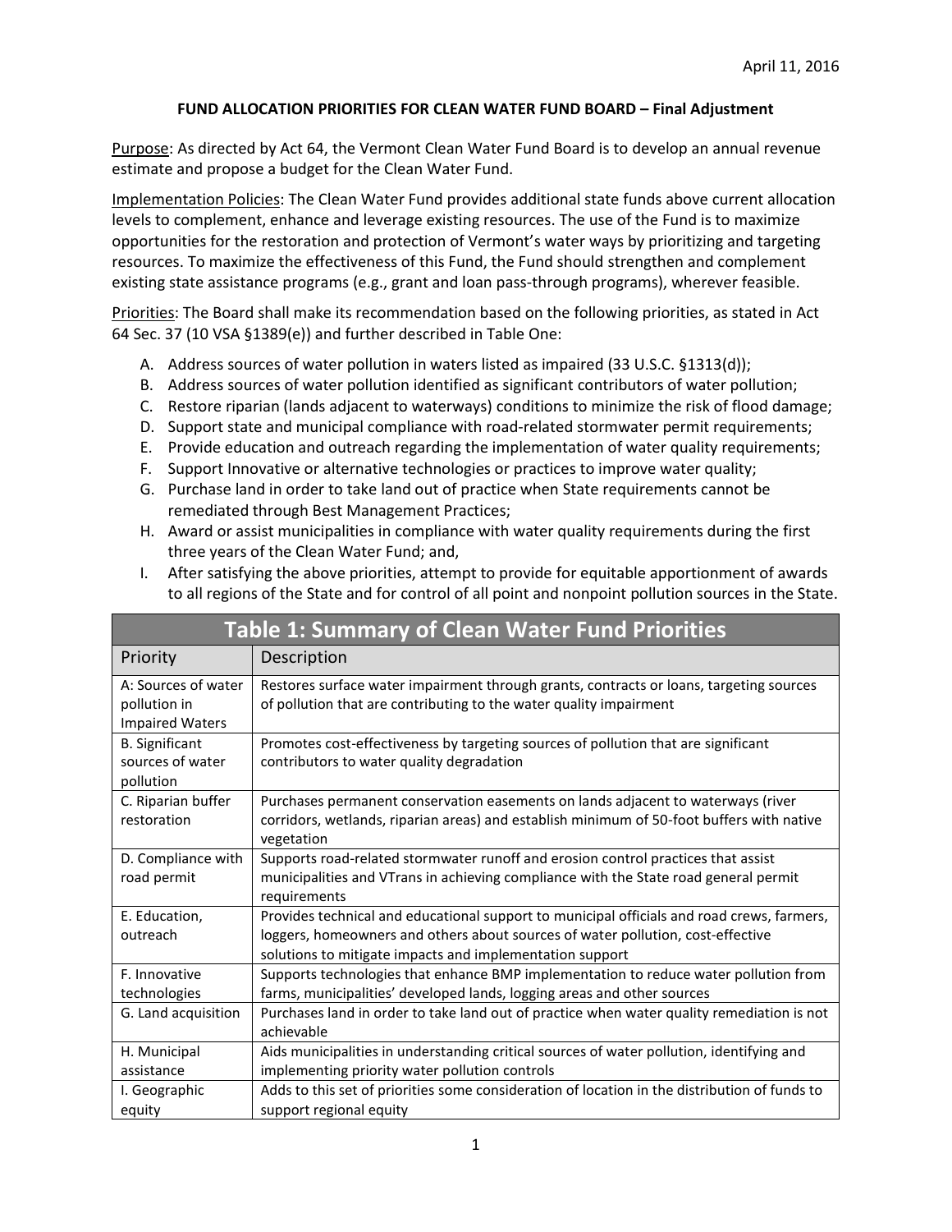April 11, 2016

**FUND ALLOCATION PRIORITIES FOR CLEAN WATER FUND BOARD – Final Adjustment**

Purpose: As directed by Act 64, the Vermont Clean Water Fund Board is to develop an annual revenue estimate and propose a budget for the Clean Water Fund.

Implementation Policies: The Clean Water Fund provides additional state funds above current allocation levels to complement, enhance and leverage existing resources. The use of the Fund is to maximize opportunities for the restoration and protection of Vermont's water ways by prioritizing and targeting resources. To maximize the effectiveness of this Fund, the Fund should strengthen and complement existing state assistance programs (e.g., grant and loan pass-through programs), wherever feasible.

Priorities: The Board shall make its recommendation based on the following priorities, as stated in Act 64 Sec. 37 (10 VSA §1389(e)) and further described in Table One:

A. Address sources of water pollution in waters listed as impaired (33 U.S.C. §1313(d));
B. Address sources of water pollution identified as significant contributors of water pollution;
C. Restore riparian (lands adjacent to waterways) conditions to minimize the risk of flood damage;
D. Support state and municipal compliance with road-related stormwater permit requirements;
E. Provide education and outreach regarding the implementation of water quality requirements;
F. Support Innovative or alternative technologies or practices to improve water quality;
G. Purchase land in order to take land out of practice when State requirements cannot be remediated through Best Management Practices;
H. Award or assist municipalities in compliance with water quality requirements during the first three years of the Clean Water Fund; and,
I. After satisfying the above priorities, attempt to provide for equitable apportionment of awards to all regions of the State and for control of all point and nonpoint pollution sources in the State.

| Table 1: Summary of Clean Water Fund Priorities | |
|---|---|
| Priority | Description |
| A: Sources of water pollution in Impaired Waters | Restores surface water impairment through grants, contracts or loans, targeting sources of pollution that are contributing to the water quality impairment |
| B. Significant sources of water pollution | Promotes cost-effectiveness by targeting sources of pollution that are significant contributors to water quality degradation |
| C. Riparian buffer restoration | Purchases permanent conservation easements on lands adjacent to waterways (river corridors, wetlands, riparian areas) and establish minimum of 50-foot buffers with native vegetation |
| D. Compliance with road permit | Supports road-related stormwater runoff and erosion control practices that assist municipalities and VTrans in achieving compliance with the State road general permit requirements |
| E. Education, outreach | Provides technical and educational support to municipal officials and road crews, farmers, loggers, homeowners and others about sources of water pollution, cost-effective solutions to mitigate impacts and implementation support |
| F. Innovative technologies | Supports technologies that enhance BMP implementation to reduce water pollution from farms, municipalities' developed lands, logging areas and other sources |
| G. Land acquisition | Purchases land in order to take land out of practice when water quality remediation is not achievable |
| H. Municipal assistance | Aids municipalities in understanding critical sources of water pollution, identifying and implementing priority water pollution controls |
| I. Geographic equity | Adds to this set of priorities some consideration of location in the distribution of funds to support regional equity |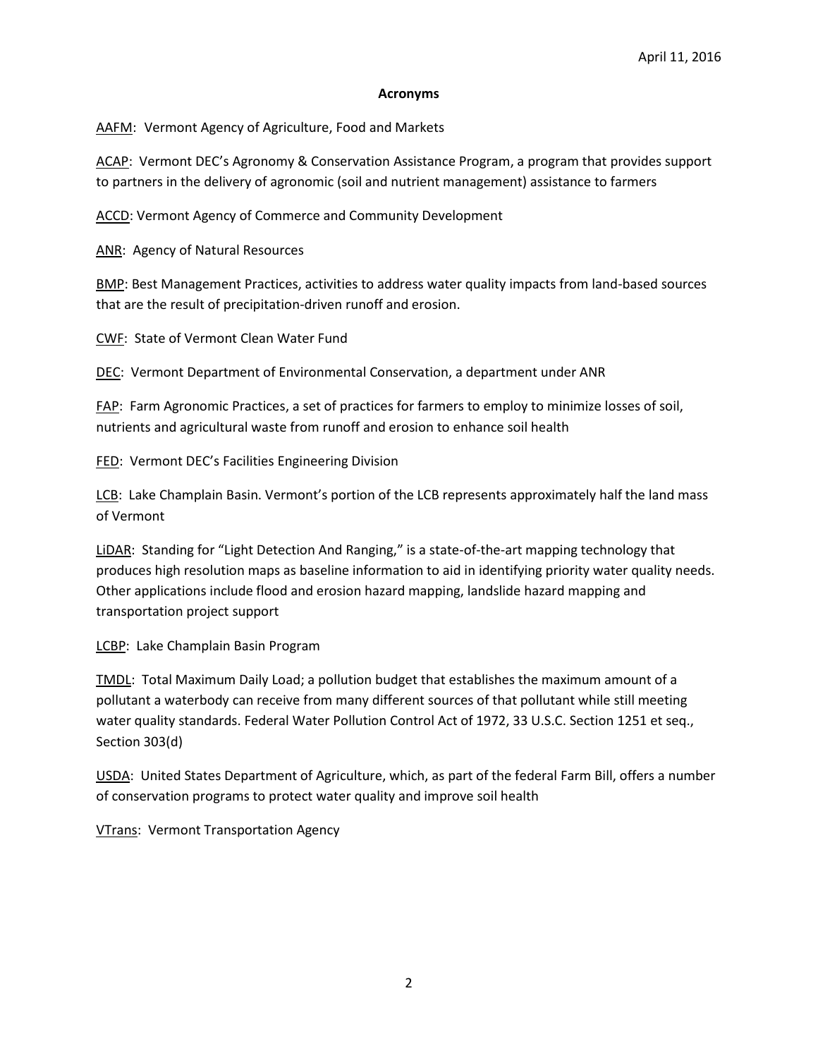April 11, 2016

**Acronyms**

<u>AAFM</u>: Vermont Agency of Agriculture, Food and Markets

<u>ACAP</u>: Vermont DEC's Agronomy & Conservation Assistance Program, a program that provides support to partners in the delivery of agronomic (soil and nutrient management) assistance to farmers

<u>ACCD</u>: Vermont Agency of Commerce and Community Development

<u>ANR</u>: Agency of Natural Resources

<u>BMP</u>: Best Management Practices, activities to address water quality impacts from land-based sources that are the result of precipitation-driven runoff and erosion.

<u>CWF</u>: State of Vermont Clean Water Fund

<u>DEC</u>: Vermont Department of Environmental Conservation, a department under ANR

<u>FAP</u>: Farm Agronomic Practices, a set of practices for farmers to employ to minimize losses of soil, nutrients and agricultural waste from runoff and erosion to enhance soil health

<u>FED</u>: Vermont DEC's Facilities Engineering Division

<u>LCB</u>: Lake Champlain Basin. Vermont's portion of the LCB represents approximately half the land mass of Vermont

<u>LiDAR</u>: Standing for "Light Detection And Ranging," is a state-of-the-art mapping technology that produces high resolution maps as baseline information to aid in identifying priority water quality needs. Other applications include flood and erosion hazard mapping, landslide hazard mapping and transportation project support

<u>LCBP</u>: Lake Champlain Basin Program

<u>TMDL</u>: Total Maximum Daily Load; a pollution budget that establishes the maximum amount of a pollutant a waterbody can receive from many different sources of that pollutant while still meeting water quality standards. Federal Water Pollution Control Act of 1972, 33 U.S.C. Section 1251 et seq., Section 303(d)

<u>USDA</u>: United States Department of Agriculture, which, as part of the federal Farm Bill, offers a number of conservation programs to protect water quality and improve soil health

<u>VTrans</u>: Vermont Transportation Agency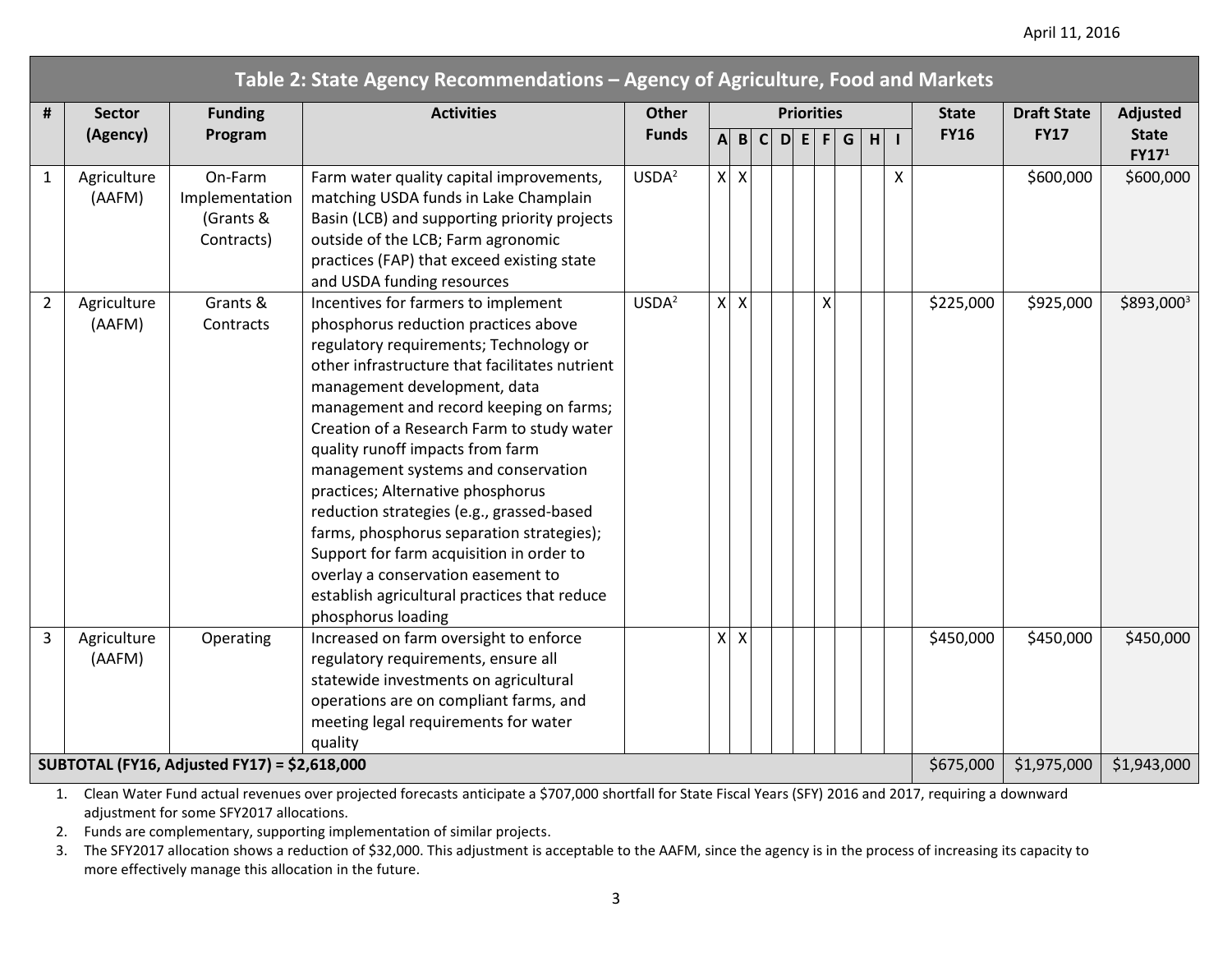April 11, 2016

| Table 2: State Agency Recommendations – Agency of Agriculture, Food and Markets | | | | | | | | | | | | | | | | | |
|---|---|---|---|---|---|---|---|---|---|---|---|---|---|---|---|---|---|
| # | Sector (Agency) | Funding Program | Activities | Other Funds | Priorities | | | | | | | | | State FY16 | Draft State FY17 | Adjusted State FY17[1] |
| | | | | | A | B | C | D | E | F | G | H | I | | | |
| 1 | Agriculture (AAFM) | On-Farm Implementation (Grants & Contracts) | Farm water quality capital improvements, matching USDA funds in Lake Champlain Basin (LCB) and supporting priority projects outside of the LCB; Farm agronomic practices (FAP) that exceed existing state and USDA funding resources | USDA[2] | X | X | | | | | | | X | | $600,000 | $600,000 |
| 2 | Agriculture (AAFM) | Grants & Contracts | Incentives for farmers to implement phosphorus reduction practices above regulatory requirements; Technology or other infrastructure that facilitates nutrient management development, data management and record keeping on farms; Creation of a Research Farm to study water quality runoff impacts from farm management systems and conservation practices; Alternative phosphorus reduction strategies (e.g., grassed-based farms, phosphorus separation strategies); Support for farm acquisition in order to overlay a conservation easement to establish agricultural practices that reduce phosphorus loading | USDA[2] | X | X | | | | X | | | | $225,000 | $925,000 | $893,000[3] |
| 3 | Agriculture (AAFM) | Operating | Increased on farm oversight to enforce regulatory requirements, ensure all statewide investments on agricultural operations are on compliant farms, and meeting legal requirements for water quality | | X | X | | | | | | | | $450,000 | $450,000 | $450,000 |
| **SUBTOTAL (FY16, Adjusted FY17) = $2,618,000** | | | | | | | | | | | | | | $675,000 | $1,975,000 | $1,943,000 |

1. Clean Water Fund actual revenues over projected forecasts anticipate a $707,000 shortfall for State Fiscal Years (SFY) 2016 and 2017, requiring a downward adjustment for some SFY2017 allocations.
2. Funds are complementary, supporting implementation of similar projects.
3. The SFY2017 allocation shows a reduction of $32,000. This adjustment is acceptable to the AAFM, since the agency is in the process of increasing its capacity to more effectively manage this allocation in the future.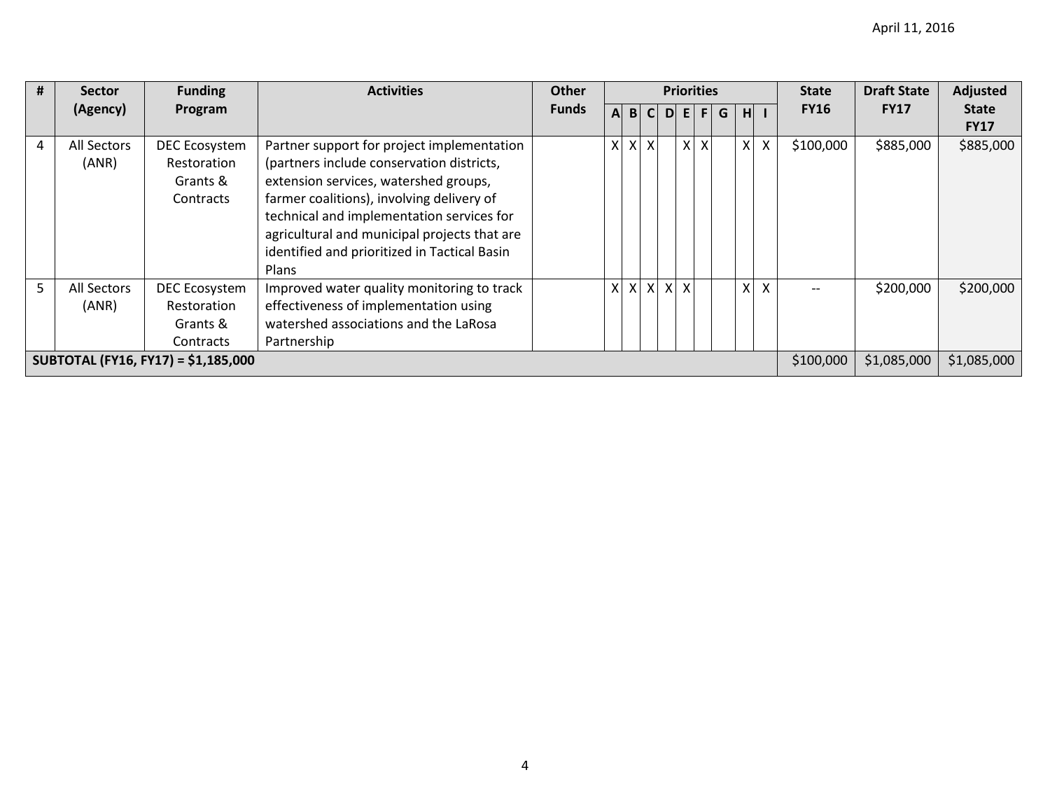April 11, 2016

| # | Sector (Agency) | Funding Program | Activities | Other Funds | Priorities | | | | | | | | | State FY16 | Draft State FY17 | Adjusted State FY17 |
|---|---|---|---|---|---|---|---|---|---|---|---|---|---|---|---|---|
| | | | | | A | B | C | D | E | F | G | H | I | | | |
| 4 | All Sectors (ANR) | DEC Ecosystem Restoration Grants & Contracts | Partner support for project implementation (partners include conservation districts, extension services, watershed groups, farmer coalitions), involving delivery of technical and implementation services for agricultural and municipal projects that are identified and prioritized in Tactical Basin Plans | | X | X | X | | X | X | | X | X | $100,000 | $885,000 | $885,000 |
| 5 | All Sectors (ANR) | DEC Ecosystem Restoration Grants & Contracts | Improved water quality monitoring to track effectiveness of implementation using watershed associations and the LaRosa Partnership | | X | X | X | X | X | | | X | X | -- | $200,000 | $200,000 |
| **SUBTOTAL (FY16, FY17) = $1,185,000** | | | | | | | | | | | | | | $100,000 | $1,085,000 | $1,085,000 |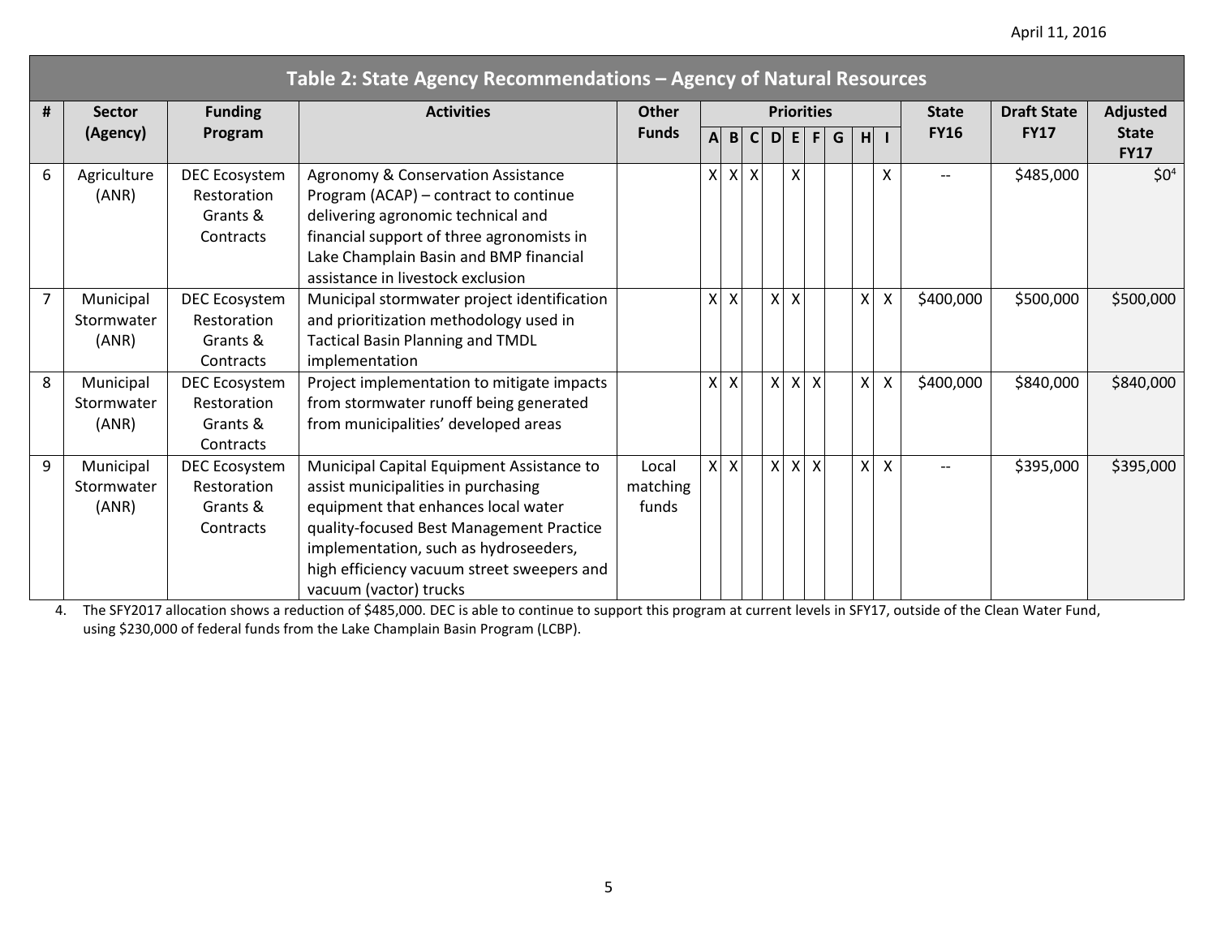| Table 2: State Agency Recommendations – Agency of Natural Resources | | | | | | | | | | | | | | | | | |
|---|---|---|---|---|---|---|---|---|---|---|---|---|---|---|---|---|---|
| # | Sector (Agency) | Funding Program | Activities | Other Funds | Priorities | | | | | | | | | State FY16 | Draft State FY17 | Adjusted State FY17 |
| | | | | | A | B | C | D | E | F | G | H | I | | | |
| 6 | Agriculture (ANR) | DEC Ecosystem Restoration Grants & Contracts | Agronomy & Conservation Assistance Program (ACAP) – contract to continue delivering agronomic technical and financial support of three agronomists in Lake Champlain Basin and BMP financial assistance in livestock exclusion | | X | X | X | | X | | | | X | -- | $485,000 | $0[4] |
| 7 | Municipal Stormwater (ANR) | DEC Ecosystem Restoration Grants & Contracts | Municipal stormwater project identification and prioritization methodology used in Tactical Basin Planning and TMDL implementation | | X | X | | X | X | | | X | X | $400,000 | $500,000 | $500,000 |
| 8 | Municipal Stormwater (ANR) | DEC Ecosystem Restoration Grants & Contracts | Project implementation to mitigate impacts from stormwater runoff being generated from municipalities' developed areas | | X | X | | X | X | X | | X | X | $400,000 | $840,000 | $840,000 |
| 9 | Municipal Stormwater (ANR) | DEC Ecosystem Restoration Grants & Contracts | Municipal Capital Equipment Assistance to assist municipalities in purchasing equipment that enhances local water quality-focused Best Management Practice implementation, such as hydroseeders, high efficiency vacuum street sweepers and vacuum (vactor) trucks | Local matching funds | X | X | | X | X | X | | X | X | -- | $395,000 | $395,000 |

4. The SFY2017 allocation shows a reduction of $485,000. DEC is able to continue to support this program at current levels in SFY17, outside of the Clean Water Fund, using $230,000 of federal funds from the Lake Champlain Basin Program (LCBP).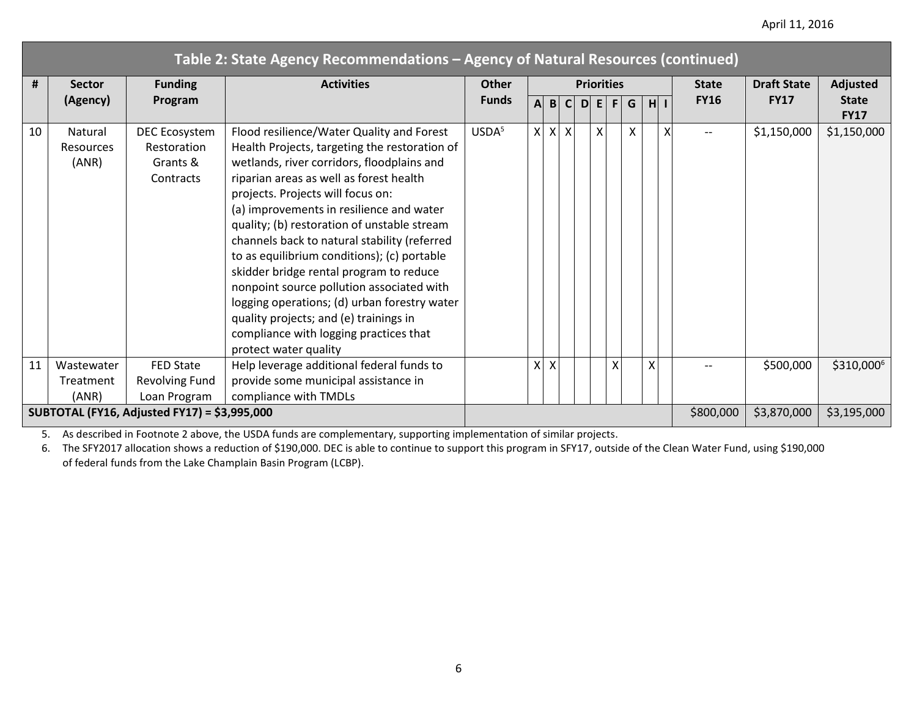| # | Sector (Agency) | Funding Program | Activities | Other Funds | Priorities | | | | | | | | | State FY16 | Draft State FY17 | Adjusted State FY17 |
|---|---|---|---|---|---|---|---|---|---|---|---|---|---|---|---|---|
| | | | | | A | B | C | D | E | F | G | H | I | | | |
| 10 | Natural Resources (ANR) | DEC Ecosystem Restoration Grants & Contracts | Flood resilience/Water Quality and Forest Health Projects, targeting the restoration of wetlands, river corridors, floodplains and riparian areas as well as forest health projects. Projects will focus on: (a) improvements in resilience and water quality; (b) restoration of unstable stream channels back to natural stability (referred to as equilibrium conditions); (c) portable skidder bridge rental program to reduce nonpoint source pollution associated with logging operations; (d) urban forestry water quality projects; and (e) trainings in compliance with logging practices that protect water quality | USDA[5] | X | X | X | | X | | X | | X | -- | $1,150,000 | $1,150,000 |
| 11 | Wastewater Treatment (ANR) | FED State Revolving Fund Loan Program | Help leverage additional federal funds to provide some municipal assistance in compliance with TMDLs | | X | X | | | | X | | X | | -- | $500,000 | $310,000[6] |
| **SUBTOTAL (FY16, Adjusted FY17) = $3,995,000** | | | | | | | | | | | | | | $800,000 | $3,870,000 | $3,195,000 |

5. As described in Footnote 2 above, the USDA funds are complementary, supporting implementation of similar projects.
6. The SFY2017 allocation shows a reduction of $190,000. DEC is able to continue to support this program in SFY17, outside of the Clean Water Fund, using $190,000 of federal funds from the Lake Champlain Basin Program (LCBP).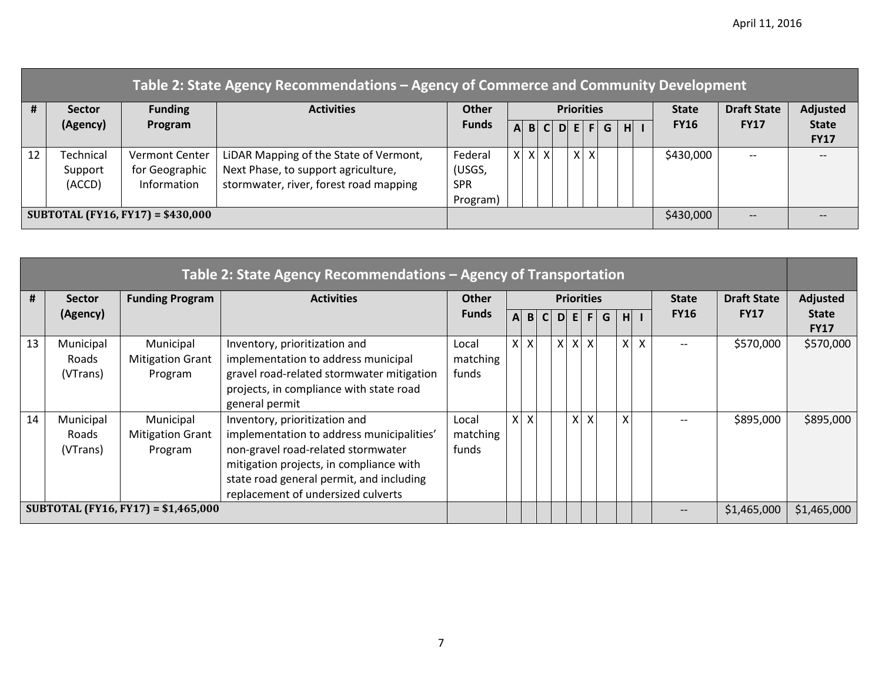## Table 2: State Agency Recommendations – Agency of Commerce and Community Development

| # | Sector (Agency) | Funding Program | Activities | Other Funds | Priorities A | B | C | D | E | F | G | H | I | State FY16 | Draft State FY17 | Adjusted State FY17 |
|---|---|---|---|---|---|---|---|---|---|---|---|---|---|---|---|---|
| 12 | Technical Support (ACCD) | Vermont Center for Geographic Information | LiDAR Mapping of the State of Vermont, Next Phase, to support agriculture, stormwater, river, forest road mapping | Federal (USGS, SPR Program) | X | X | X | | X | X | | | | $430,000 | -- | -- |
| **SUBTOTAL (FY16, FY17) = $430,000** | | | | | | | | | | | | | | $430,000 | -- | -- |

## Table 2: State Agency Recommendations – Agency of Transportation

| # | Sector (Agency) | Funding Program | Activities | Other Funds | Priorities A | B | C | D | E | F | G | H | I | State FY16 | Draft State FY17 | Adjusted State FY17 |
|---|---|---|---|---|---|---|---|---|---|---|---|---|---|---|---|---|
| 13 | Municipal Roads (VTrans) | Municipal Mitigation Grant Program | Inventory, prioritization and implementation to address municipal gravel road-related stormwater mitigation projects, in compliance with state road general permit | Local matching funds | X | X | | X | X | X | | X | X | -- | $570,000 | $570,000 |
| 14 | Municipal Roads (VTrans) | Municipal Mitigation Grant Program | Inventory, prioritization and implementation to address municipalities' non-gravel road-related stormwater mitigation projects, in compliance with state road general permit, and including replacement of undersized culverts | Local matching funds | X | X | | | X | X | | X | | -- | $895,000 | $895,000 |
| **SUBTOTAL (FY16, FY17) = $1,465,000** | | | | | | | | | | | | | | -- | $1,465,000 | $1,465,000 |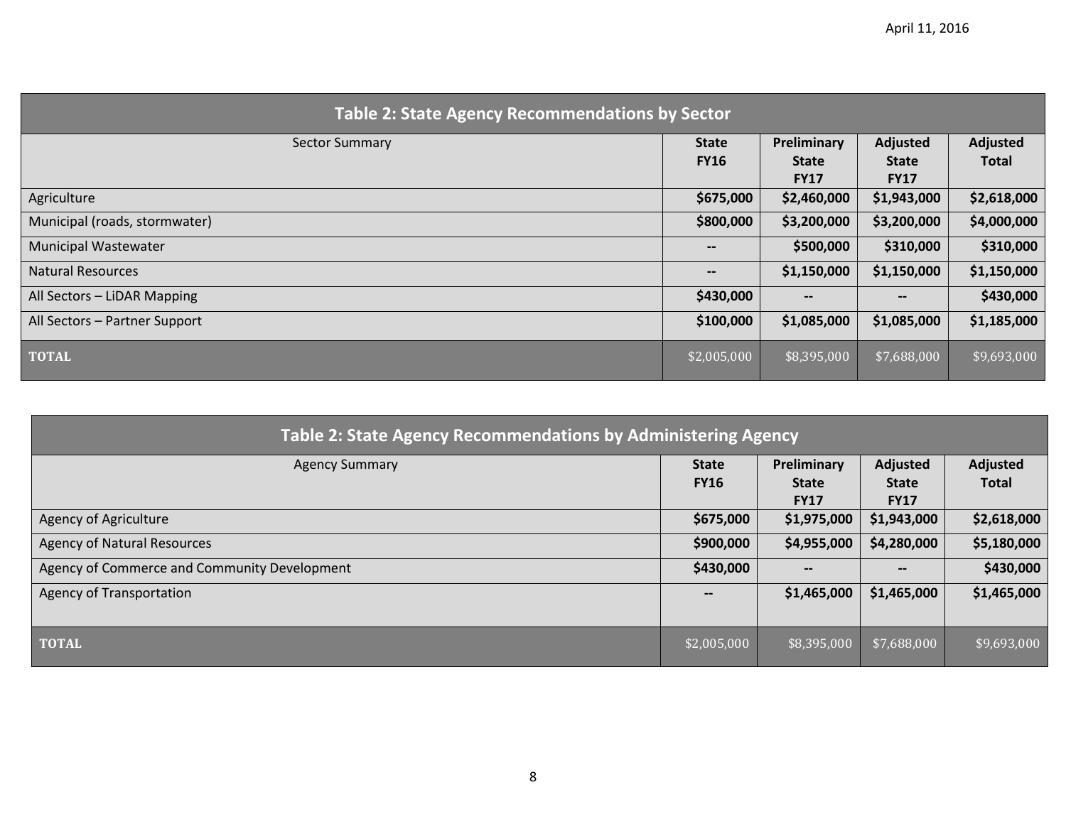| Table 2: State Agency Recommendations by Sector | | | | |
| --- | --- | --- | --- | --- |
| Sector Summary | **State FY16** | **Preliminary State FY17** | **Adjusted State FY17** | **Adjusted Total** |
| Agriculture | **$675,000** | **$2,460,000** | **$1,943,000** | **$2,618,000** |
| Municipal (roads, stormwater) | **$800,000** | **$3,200,000** | **$3,200,000** | **$4,000,000** |
| Municipal Wastewater | **--** | **$500,000** | **$310,000** | **$310,000** |
| Natural Resources | **--** | **$1,150,000** | **$1,150,000** | **$1,150,000** |
| All Sectors – LiDAR Mapping | **$430,000** | **--** | **--** | **$430,000** |
| All Sectors – Partner Support | **$100,000** | **$1,085,000** | **$1,085,000** | **$1,185,000** |
| **TOTAL** | $2,005,000 | $8,395,000 | $7,688,000 | $9,693,000 |

| Table 2: State Agency Recommendations by Administering Agency | | | | |
| --- | --- | --- | --- | --- |
| Agency Summary | **State FY16** | **Preliminary State FY17** | **Adjusted State FY17** | **Adjusted Total** |
| Agency of Agriculture | **$675,000** | **$1,975,000** | **$1,943,000** | **$2,618,000** |
| Agency of Natural Resources | **$900,000** | **$4,955,000** | **$4,280,000** | **$5,180,000** |
| Agency of Commerce and Community Development | **$430,000** | **--** | **--** | **$430,000** |
| Agency of Transportation | **--** | **$1,465,000** | **$1,465,000** | **$1,465,000** |
| **TOTAL** | $2,005,000 | $8,395,000 | $7,688,000 | $9,693,000 |